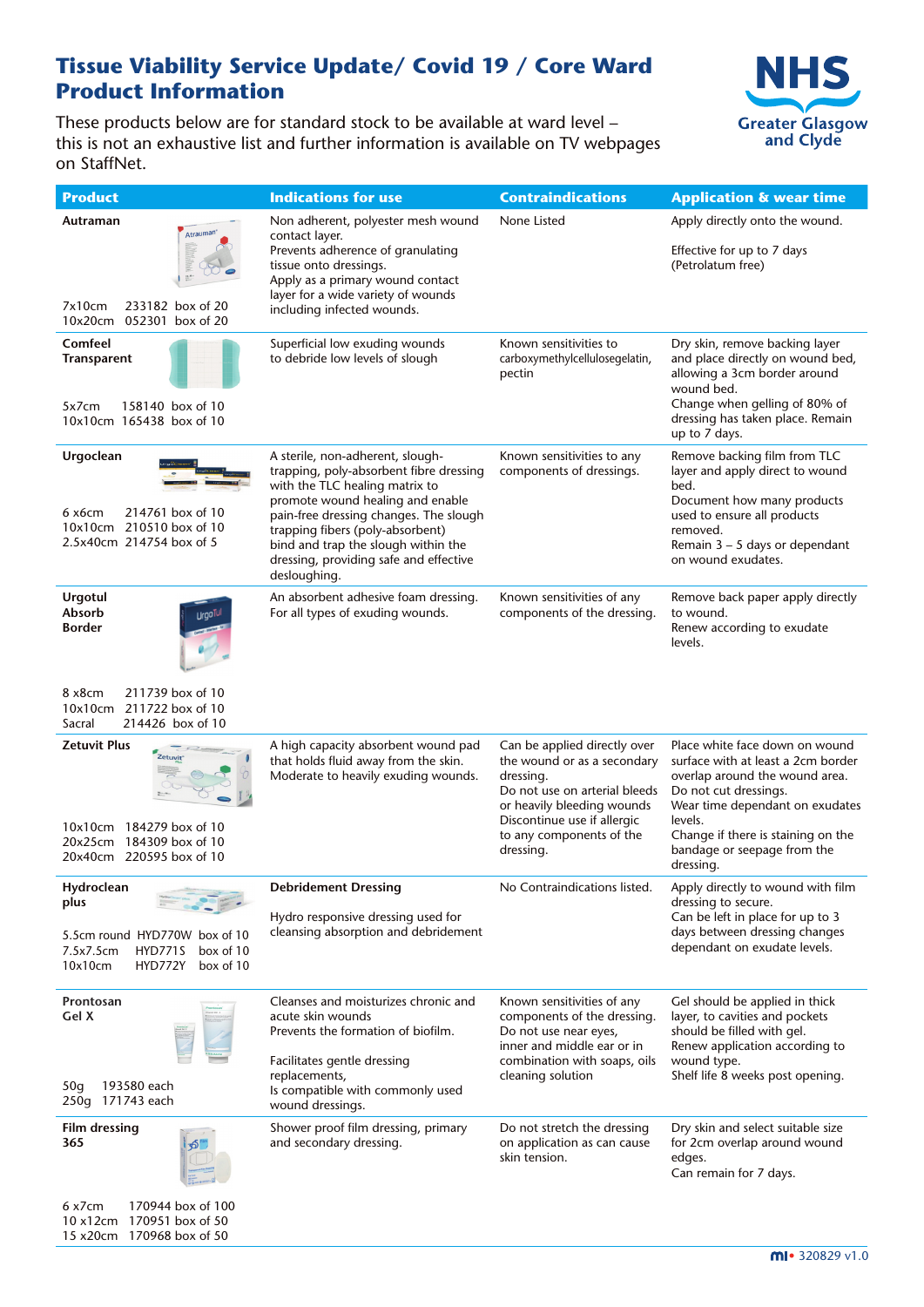# Tissue Viability Service Update/ Covid 19 / Core Ward Product Information

These products below are for standard stock to be available at ward level – this is not an exhaustive list and further information is available on TV webpages on StaffNet.

NHS Greater Glasgow and Clyde

| Product | Indications for use | Contraindications | Application & wear time |
|---|---|---|---|
| **Autraman**<br>7x10cm 233182 box of 20<br>10x20cm 052301 box of 20 | Non adherent, polyester mesh wound contact layer.<br>Prevents adherence of granulating tissue onto dressings.<br>Apply as a primary wound contact layer for a wide variety of wounds including infected wounds. | None Listed | Apply directly onto the wound.<br><br>Effective for up to 7 days (Petrolatum free) |
| **Comfeel Transparent**<br>5x7cm 158140 box of 10<br>10x10cm 165438 box of 10 | Superficial low exuding wounds to debride low levels of slough | Known sensitivities to carboxymethylcellulosegelatin, pectin | Dry skin, remove backing layer and place directly on wound bed, allowing a 3cm border around wound bed.<br>Change when gelling of 80% of dressing has taken place. Remain up to 7 days. |
| **Urgoclean**<br>6 x6cm 214761 box of 10<br>10x10cm 210510 box of 10<br>2.5x40cm 214754 box of 5 | A sterile, non-adherent, slough-trapping, poly-absorbent fibre dressing with the TLC healing matrix to promote wound healing and enable pain-free dressing changes. The slough trapping fibers (poly-absorbent) bind and trap the slough within the dressing, providing safe and effective desloughing. | Known sensitivities to any components of dressings. | Remove backing film from TLC layer and apply direct to wound bed.<br>Document how many products used to ensure all products removed.<br>Remain 3 – 5 days or dependant on wound exudates. |
| **Urgotul Absorb Border**<br>8 x8cm 211739 box of 10<br>10x10cm 211722 box of 10<br>Sacral 214426 box of 10 | An absorbent adhesive foam dressing.<br>For all types of exuding wounds. | Known sensitivities of any components of the dressing. | Remove back paper apply directly to wound.<br>Renew according to exudate levels. |
| **Zetuvit Plus**<br>10x10cm 184279 box of 10<br>20x25cm 184309 box of 10<br>20x40cm 220595 box of 10 | A high capacity absorbent wound pad that holds fluid away from the skin.<br>Moderate to heavily exuding wounds. | Can be applied directly over the wound or as a secondary dressing.<br>Do not use on arterial bleeds or heavily bleeding wounds<br>Discontinue use if allergic to any components of the dressing. | Place white face down on wound surface with at least a 2cm border overlap around the wound area.<br>Do not cut dressings.<br>Wear time dependant on exudates levels.<br>Change if there is staining on the bandage or seepage from the dressing. |
| **Hydroclean plus**<br>5.5cm round HYD770W box of 10<br>7.5x7.5cm HYD771S box of 10<br>10x10cm HYD772Y box of 10 | **Debridement Dressing**<br><br>Hydro responsive dressing used for cleansing absorption and debridement | No Contraindications listed. | Apply directly to wound with film dressing to secure.<br>Can be left in place for up to 3 days between dressing changes dependant on exudate levels. |
| **Prontosan Gel X**<br>50g 193580 each<br>250g 171743 each | Cleanses and moisturizes chronic and acute skin wounds<br>Prevents the formation of biofilm.<br><br>Facilitates gentle dressing replacements,<br>Is compatible with commonly used wound dressings. | Known sensitivities of any components of the dressing.<br>Do not use near eyes, inner and middle ear or in combination with soaps, oils cleaning solution | Gel should be applied in thick layer, to cavities and pockets should be filled with gel.<br>Renew application according to wound type.<br>Shelf life 8 weeks post opening. |
| **Film dressing 365**<br>6 x7cm 170944 box of 100<br>10 x12cm 170951 box of 50<br>15 x20cm 170968 box of 50 | Shower proof film dressing, primary and secondary dressing. | Do not stretch the dressing on application as can cause skin tension. | Dry skin and select suitable size for 2cm overlap around wound edges.<br>Can remain for 7 days. |

mi• 320829 v1.0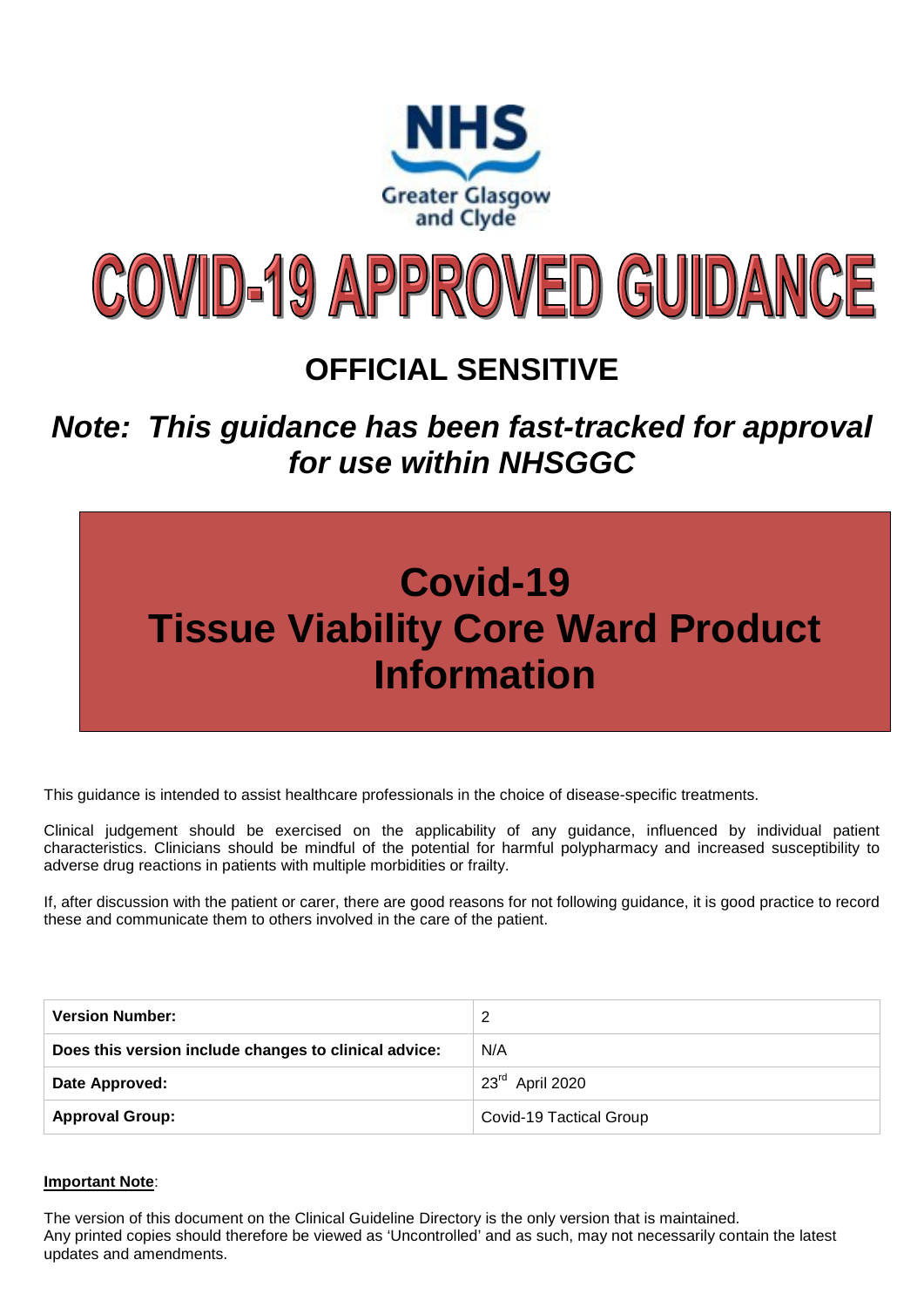NHS Greater Glasgow and Clyde

# COVID-19 APPROVED GUIDANCE

## OFFICIAL SENSITIVE

## *Note: This guidance has been fast-tracked for approval for use within NHSGGC*

# Covid-19 Tissue Viability Core Ward Product Information

This guidance is intended to assist healthcare professionals in the choice of disease-specific treatments.

Clinical judgement should be exercised on the applicability of any guidance, influenced by individual patient characteristics. Clinicians should be mindful of the potential for harmful polypharmacy and increased susceptibility to adverse drug reactions in patients with multiple morbidities or frailty.

If, after discussion with the patient or carer, there are good reasons for not following guidance, it is good practice to record these and communicate them to others involved in the care of the patient.

| | |
|---|---|
| **Version Number:** | 2 |
| **Does this version include changes to clinical advice:** | N/A |
| **Date Approved:** | 23rd April 2020 |
| **Approval Group:** | Covid-19 Tactical Group |

**Important Note**:

The version of this document on the Clinical Guideline Directory is the only version that is maintained.
Any printed copies should therefore be viewed as 'Uncontrolled' and as such, may not necessarily contain the latest updates and amendments.